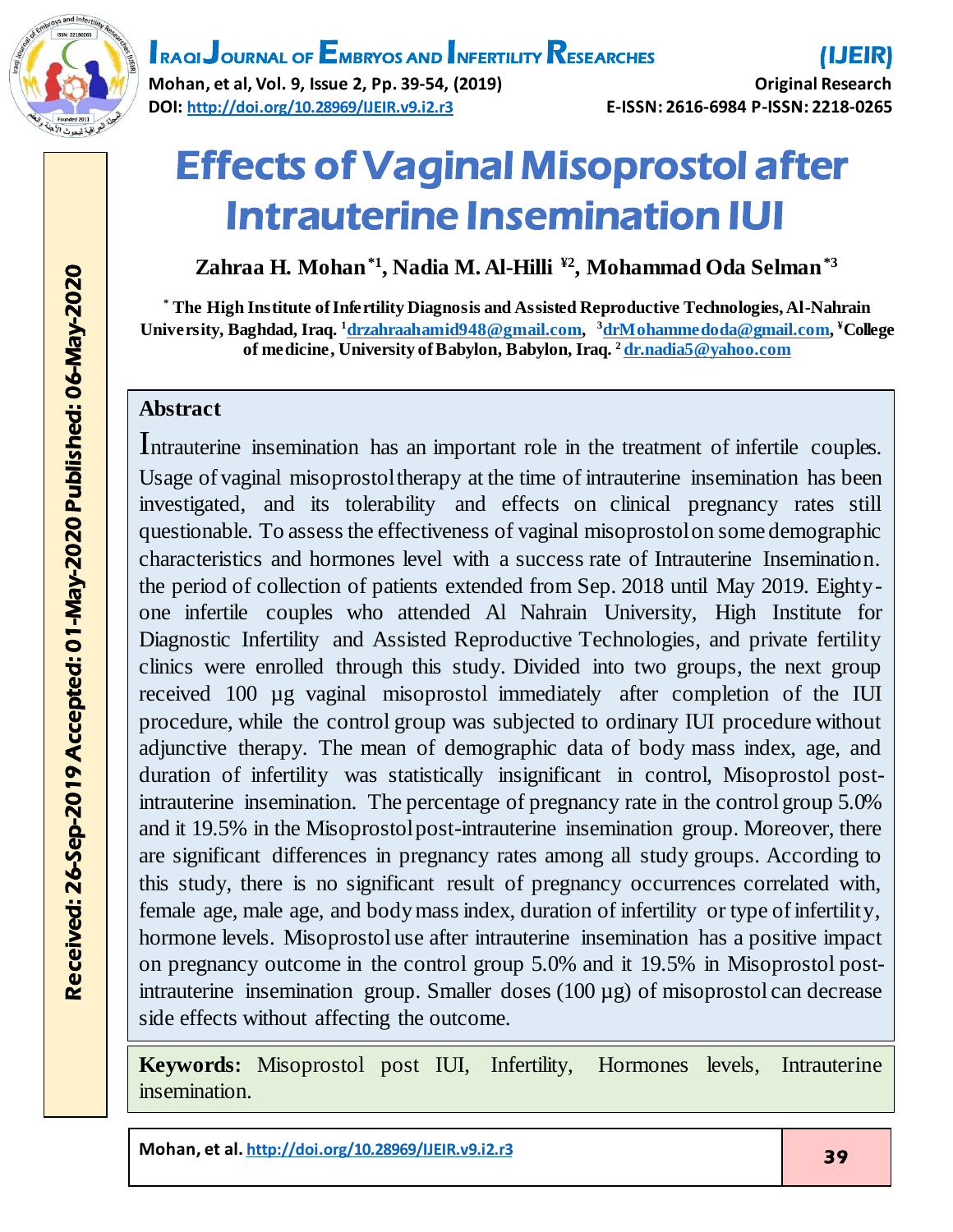# Effects of Vaginal Misoprostol after Intrauterine Insemination IUI

**Zahraa H. Mohan*[1], Nadia M. Al-Hilli ¥[2], Mohammad Oda Selman*[3]**

**\* The High Institute of Infertility Diagnosis and Assisted Reproductive Technologies, Al-Nahrain University, Baghdad, Iraq. [1]drzahraahamid948@gmail.com, [3]drMohammedoda@gmail.com, ¥College of medicine, University of Babylon, Babylon, Iraq. [2] dr.nadia5@yahoo.com**

Received: 26-Sep-2019 Accepted: 01-May-2020 Published: 06-May-2020

## Abstract

Intrauterine insemination has an important role in the treatment of infertile couples. Usage of vaginal misoprostol therapy at the time of intrauterine insemination has been investigated, and its tolerability and effects on clinical pregnancy rates still questionable. To assess the effectiveness of vaginal misoprostol on some demographic characteristics and hormones level with a success rate of Intrauterine Insemination. the period of collection of patients extended from Sep. 2018 until May 2019. Eighty-one infertile couples who attended Al Nahrain University, High Institute for Diagnostic Infertility and Assisted Reproductive Technologies, and private fertility clinics were enrolled through this study. Divided into two groups, the next group received 100 µg vaginal misoprostol immediately after completion of the IUI procedure, while the control group was subjected to ordinary IUI procedure without adjunctive therapy. The mean of demographic data of body mass index, age, and duration of infertility was statistically insignificant in control, Misoprostol post-intrauterine insemination. The percentage of pregnancy rate in the control group 5.0% and it 19.5% in the Misoprostol post-intrauterine insemination group. Moreover, there are significant differences in pregnancy rates among all study groups. According to this study, there is no significant result of pregnancy occurrences correlated with, female age, male age, and body mass index, duration of infertility or type of infertility, hormone levels. Misoprostol use after intrauterine insemination has a positive impact on pregnancy outcome in the control group 5.0% and it 19.5% in Misoprostol post-intrauterine insemination group. Smaller doses (100 µg) of misoprostol can decrease side effects without affecting the outcome.

**Keywords:** Misoprostol post IUI, Infertility, Hormones levels, Intrauterine insemination.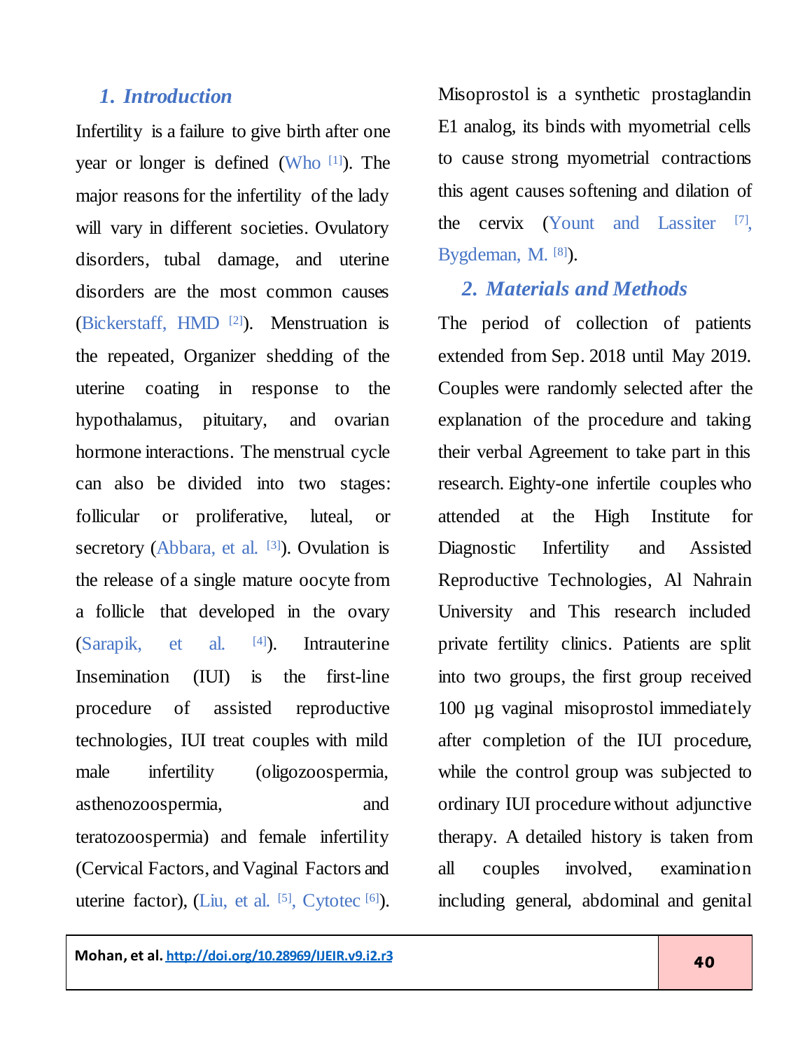## 1. Introduction

Infertility is a failure to give birth after one year or longer is defined (Who [1]). The major reasons for the infertility of the lady will vary in different societies. Ovulatory disorders, tubal damage, and uterine disorders are the most common causes (Bickerstaff, HMD [2]). Menstruation is the repeated, Organizer shedding of the uterine coating in response to the hypothalamus, pituitary, and ovarian hormone interactions. The menstrual cycle can also be divided into two stages: follicular or proliferative, luteal, or secretory (Abbara, et al. [3]). Ovulation is the release of a single mature oocyte from a follicle that developed in the ovary (Sarapik, et al. [4]). Intrauterine Insemination (IUI) is the first-line procedure of assisted reproductive technologies, IUI treat couples with mild male infertility (oligozoospermia, asthenozoospermia, and teratozoospermia) and female infertility (Cervical Factors, and Vaginal Factors and uterine factor), (Liu, et al. [5], Cytotec [6]). Misoprostol is a synthetic prostaglandin E1 analog, its binds with myometrial cells to cause strong myometrial contractions this agent causes softening and dilation of the cervix (Yount and Lassiter [7], Bygdeman, M. [8]).

## 2. Materials and Methods

The period of collection of patients extended from Sep. 2018 until May 2019. Couples were randomly selected after the explanation of the procedure and taking their verbal Agreement to take part in this research. Eighty-one infertile couples who attended at the High Institute for Diagnostic Infertility and Assisted Reproductive Technologies, Al Nahrain University and This research included private fertility clinics. Patients are split into two groups, the first group received 100 µg vaginal misoprostol immediately after completion of the IUI procedure, while the control group was subjected to ordinary IUI procedure without adjunctive therapy. A detailed history is taken from all couples involved, examination including general, abdominal and genital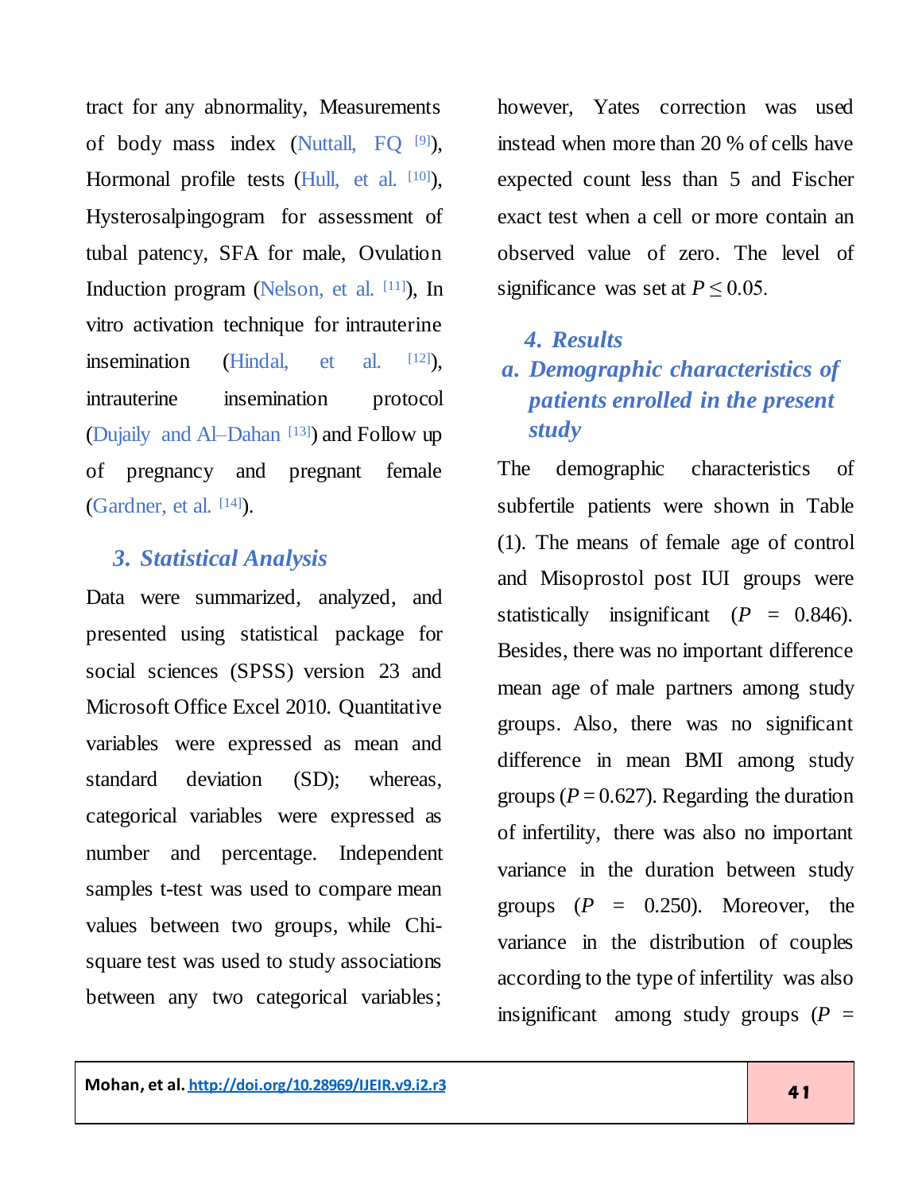tract for any abnormality, Measurements of body mass index (Nuttall, FQ [9]), Hormonal profile tests (Hull, et al. [10]), Hysterosalpingogram for assessment of tubal patency, SFA for male, Ovulation Induction program (Nelson, et al. [11]), In vitro activation technique for intrauterine insemination (Hindal, et al. [12]), intrauterine insemination protocol (Dujaily and Al–Dahan [13]) and Follow up of pregnancy and pregnant female (Gardner, et al. [14]).

## 3. Statistical Analysis

Data were summarized, analyzed, and presented using statistical package for social sciences (SPSS) version 23 and Microsoft Office Excel 2010. Quantitative variables were expressed as mean and standard deviation (SD); whereas, categorical variables were expressed as number and percentage. Independent samples t-test was used to compare mean values between two groups, while Chi-square test was used to study associations between any two categorical variables; however, Yates correction was used instead when more than 20 % of cells have expected count less than 5 and Fischer exact test when a cell or more contain an observed value of zero. The level of significance was set at $P \leq 0.05$.

## 4. Results

### a. Demographic characteristics of patients enrolled in the present study

The demographic characteristics of subfertile patients were shown in Table (1). The means of female age of control and Misoprostol post IUI groups were statistically insignificant ($P$ = 0.846). Besides, there was no important difference mean age of male partners among study groups. Also, there was no significant difference in mean BMI among study groups ($P$ = 0.627). Regarding the duration of infertility, there was also no important variance in the duration between study groups ($P$ = 0.250). Moreover, the variance in the distribution of couples according to the type of infertility was also insignificant among study groups ($P$ =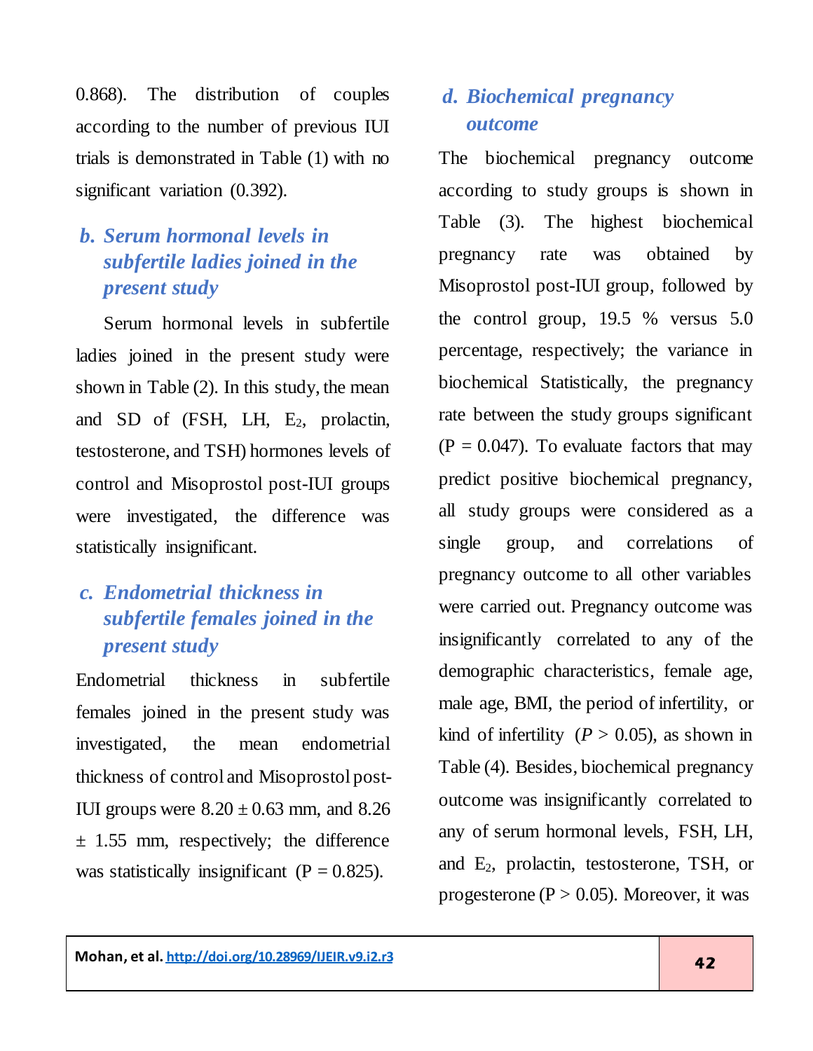0.868). The distribution of couples according to the number of previous IUI trials is demonstrated in Table (1) with no significant variation (0.392).

### *b. Serum hormonal levels in subfertile ladies joined in the present study*

Serum hormonal levels in subfertile ladies joined in the present study were shown in Table (2). In this study, the mean and SD of (FSH, LH, $E_2$, prolactin, testosterone, and TSH) hormones levels of control and Misoprostol post-IUI groups were investigated, the difference was statistically insignificant.

### *c. Endometrial thickness in subfertile females joined in the present study*

Endometrial thickness in subfertile females joined in the present study was investigated, the mean endometrial thickness of control and Misoprostol post-IUI groups were 8.20 ± 0.63 mm, and 8.26 ± 1.55 mm, respectively; the difference was statistically insignificant (P = 0.825).

### *d. Biochemical pregnancy outcome*

The biochemical pregnancy outcome according to study groups is shown in Table (3). The highest biochemical pregnancy rate was obtained by Misoprostol post-IUI group, followed by the control group, 19.5 % versus 5.0 percentage, respectively; the variance in biochemical Statistically, the pregnancy rate between the study groups significant (P = 0.047). To evaluate factors that may predict positive biochemical pregnancy, all study groups were considered as a single group, and correlations of pregnancy outcome to all other variables were carried out. Pregnancy outcome was insignificantly correlated to any of the demographic characteristics, female age, male age, BMI, the period of infertility, or kind of infertility ($P > 0.05$), as shown in Table (4). Besides, biochemical pregnancy outcome was insignificantly correlated to any of serum hormonal levels, FSH, LH, and $E_2$, prolactin, testosterone, TSH, or progesterone (P > 0.05). Moreover, it was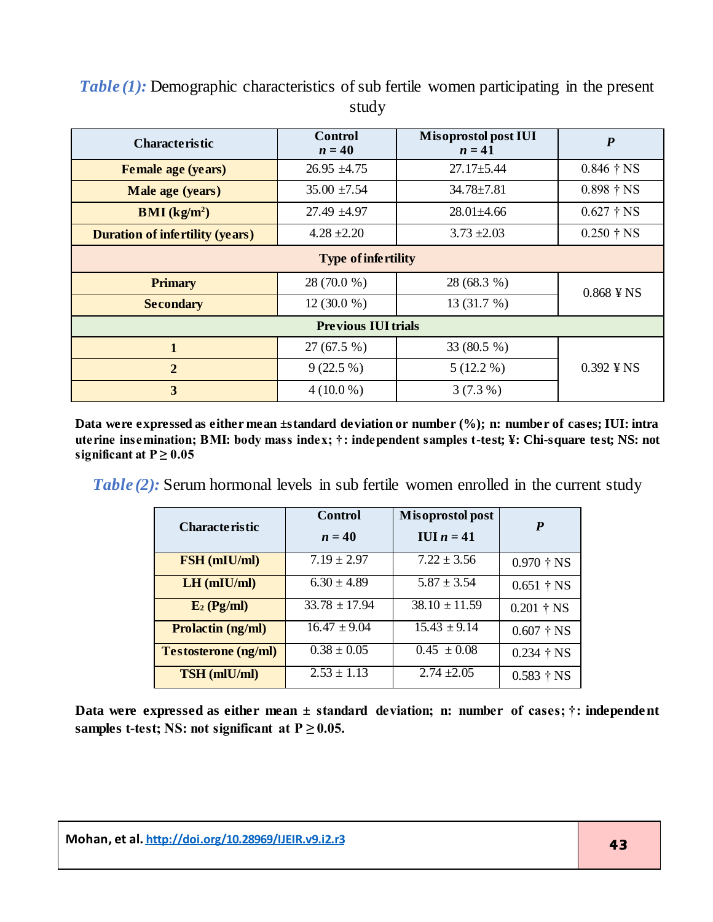***Table (1):*** Demographic characteristics of sub fertile women participating in the present study

| Characteristic | Control $n = 40$ | Misoprostol post IUI $n = 41$ | *P* |
|---|---|---|---|
| **Female age (years)** | 26.95 ±4.75 | 27.17±5.44 | 0.846 † NS |
| **Male age (years)** | 35.00 ±7.54 | 34.78±7.81 | 0.898 † NS |
| **BMI (kg/m$^2$)** | 27.49 ±4.97 | 28.01±4.66 | 0.627 † NS |
| **Duration of infertility (years)** | 4.28 ±2.20 | 3.73 ±2.03 | 0.250 † NS |
| **Type of infertility** | | | |
| **Primary** | 28 (70.0 %) | 28 (68.3 %) | 0.868 ¥ NS |
| **Secondary** | 12 (30.0 %) | 13 (31.7 %) | |
| **Previous IUI trials** | | | |
| **1** | 27 (67.5 %) | 33 (80.5 %) | 0.392 ¥ NS |
| **2** | 9 (22.5 %) | 5 (12.2 %) | |
| **3** | 4 (10.0 %) | 3 (7.3 %) | |

**Data were expressed as either mean ±standard deviation or number (%); n: number of cases; IUI: intra uterine insemination; BMI: body mass index; †: independent samples t-test; ¥: Chi-square test; NS: not significant at P ≥ 0.05**

***Table (2):*** Serum hormonal levels in sub fertile women enrolled in the current study

| Characteristic | Control $n = 40$ | Misoprostol post IUI $n = 41$ | *P* |
|---|---|---|---|
| **FSH (mIU/ml)** | 7.19 ± 2.97 | 7.22 ± 3.56 | 0.970 † NS |
| **LH (mIU/ml)** | 6.30 ± 4.89 | 5.87 ± 3.54 | 0.651 † NS |
| **$E_2$ (Pg/ml)** | 33.78 ± 17.94 | 38.10 ± 11.59 | 0.201 † NS |
| **Prolactin (ng/ml)** | 16.47 ± 9.04 | 15.43 ± 9.14 | 0.607 † NS |
| **Testosterone (ng/ml)** | 0.38 ± 0.05 | 0.45 ± 0.08 | 0.234 † NS |
| **TSH (mlU/ml)** | 2.53 ± 1.13 | 2.74 ±2.05 | 0.583 † NS |

**Data were expressed as either mean ± standard deviation; n: number of cases; †: independent samples t-test; NS: not significant at P ≥ 0.05.**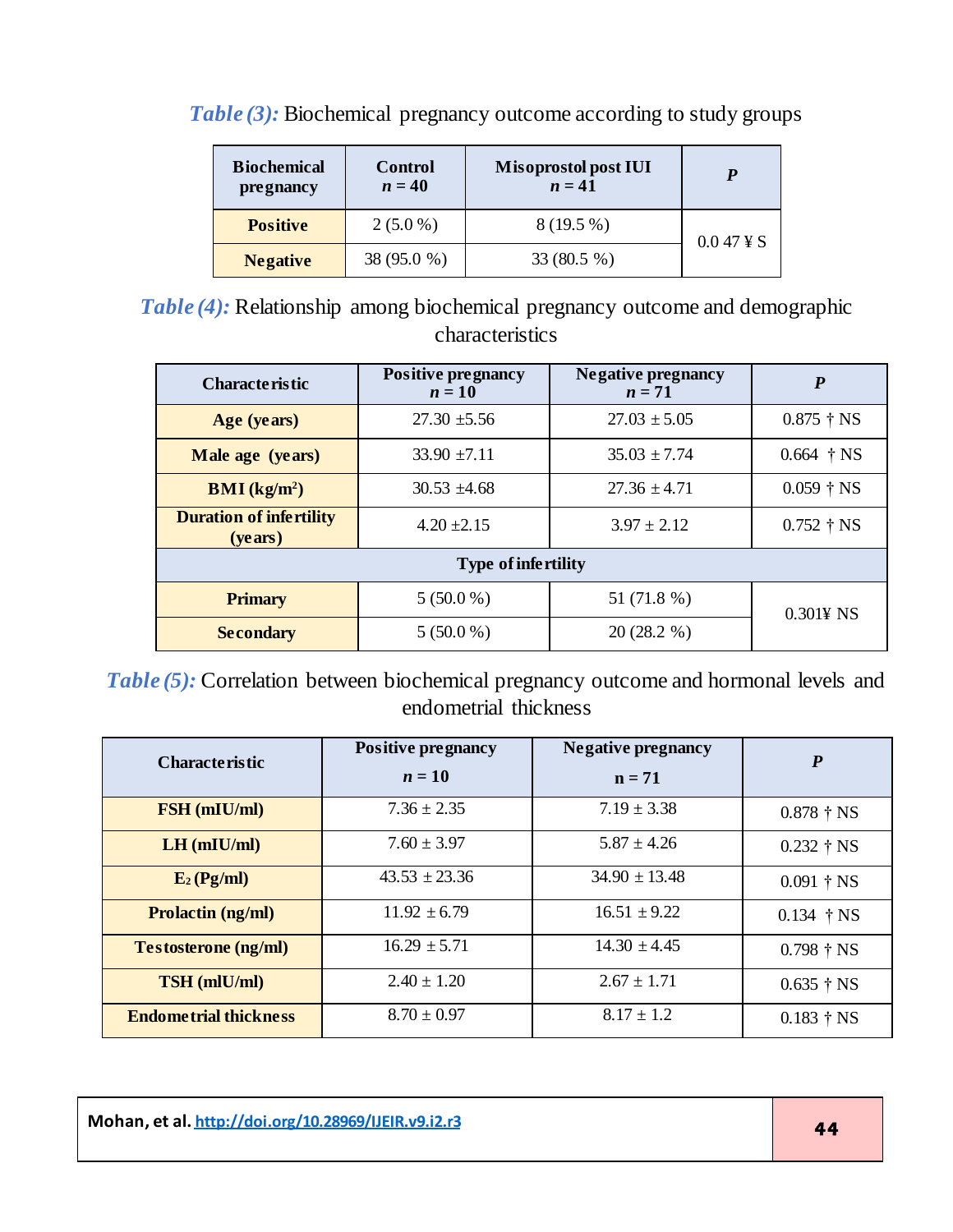***Table (3):*** Biochemical pregnancy outcome according to study groups

| Biochemical pregnancy | Control *n* = 40 | Misoprostol post IUI *n* = 41 | *P* |
|---|---|---|---|
| **Positive** | 2 (5.0 %) | 8 (19.5 %) | 0.0 47 ¥ S |
| **Negative** | 38 (95.0 %) | 33 (80.5 %) | |

***Table (4):*** Relationship among biochemical pregnancy outcome and demographic characteristics

| Characteristic | Positive pregnancy *n* = 10 | Negative pregnancy *n* = 71 | *P* |
|---|---|---|---|
| **Age (years)** | 27.30 ±5.56 | 27.03 ± 5.05 | 0.875 † NS |
| **Male age (years)** | 33.90 ±7.11 | 35.03 ± 7.74 | 0.664 † NS |
| **BMI (kg/m²)** | 30.53 ±4.68 | 27.36 ± 4.71 | 0.059 † NS |
| **Duration of infertility (years)** | 4.20 ±2.15 | 3.97 ± 2.12 | 0.752 † NS |
| **Type of infertility** | | | |
| **Primary** | 5 (50.0 %) | 51 (71.8 %) | 0.301¥ NS |
| **Secondary** | 5 (50.0 %) | 20 (28.2 %) | |

***Table (5):*** Correlation between biochemical pregnancy outcome and hormonal levels and endometrial thickness

| Characteristic | Positive pregnancy *n* = 10 | Negative pregnancy n = 71 | *P* |
|---|---|---|---|
| **FSH (mIU/ml)** | 7.36 ± 2.35 | 7.19 ± 3.38 | 0.878 † NS |
| **LH (mIU/ml)** | 7.60 ± 3.97 | 5.87 ± 4.26 | 0.232 † NS |
| **$E_2$ (Pg/ml)** | 43.53 ± 23.36 | 34.90 ± 13.48 | 0.091 † NS |
| **Prolactin (ng/ml)** | 11.92 ± 6.79 | 16.51 ± 9.22 | 0.134 † NS |
| **Testosterone (ng/ml)** | 16.29 ± 5.71 | 14.30 ± 4.45 | 0.798 † NS |
| **TSH (mIU/ml)** | 2.40 ± 1.20 | 2.67 ± 1.71 | 0.635 † NS |
| **Endometrial thickness** | 8.70 ± 0.97 | 8.17 ± 1.2 | 0.183 † NS |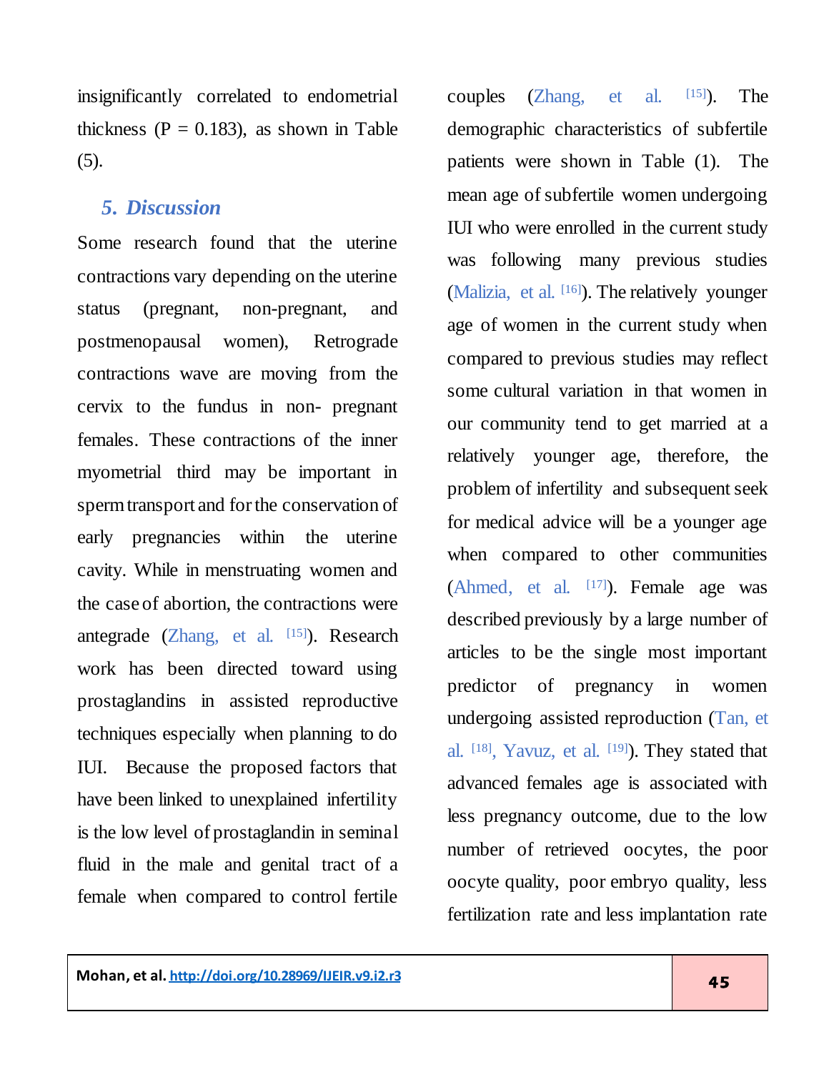insignificantly correlated to endometrial thickness (P = 0.183), as shown in Table (5).

## 5. Discussion

Some research found that the uterine contractions vary depending on the uterine status (pregnant, non-pregnant, and postmenopausal women), Retrograde contractions wave are moving from the cervix to the fundus in non- pregnant females. These contractions of the inner myometrial third may be important in sperm transport and for the conservation of early pregnancies within the uterine cavity. While in menstruating women and the case of abortion, the contractions were antegrade (Zhang, et al. [15]). Research work has been directed toward using prostaglandins in assisted reproductive techniques especially when planning to do IUI. Because the proposed factors that have been linked to unexplained infertility is the low level of prostaglandin in seminal fluid in the male and genital tract of a female when compared to control fertile couples (Zhang, et al. [15]). The demographic characteristics of subfertile patients were shown in Table (1). The mean age of subfertile women undergoing IUI who were enrolled in the current study was following many previous studies (Malizia, et al. [16]). The relatively younger age of women in the current study when compared to previous studies may reflect some cultural variation in that women in our community tend to get married at a relatively younger age, therefore, the problem of infertility and subsequent seek for medical advice will be a younger age when compared to other communities (Ahmed, et al. [17]). Female age was described previously by a large number of articles to be the single most important predictor of pregnancy in women undergoing assisted reproduction (Tan, et al. [18], Yavuz, et al. [19]). They stated that advanced females age is associated with less pregnancy outcome, due to the low number of retrieved oocytes, the poor oocyte quality, poor embryo quality, less fertilization rate and less implantation rate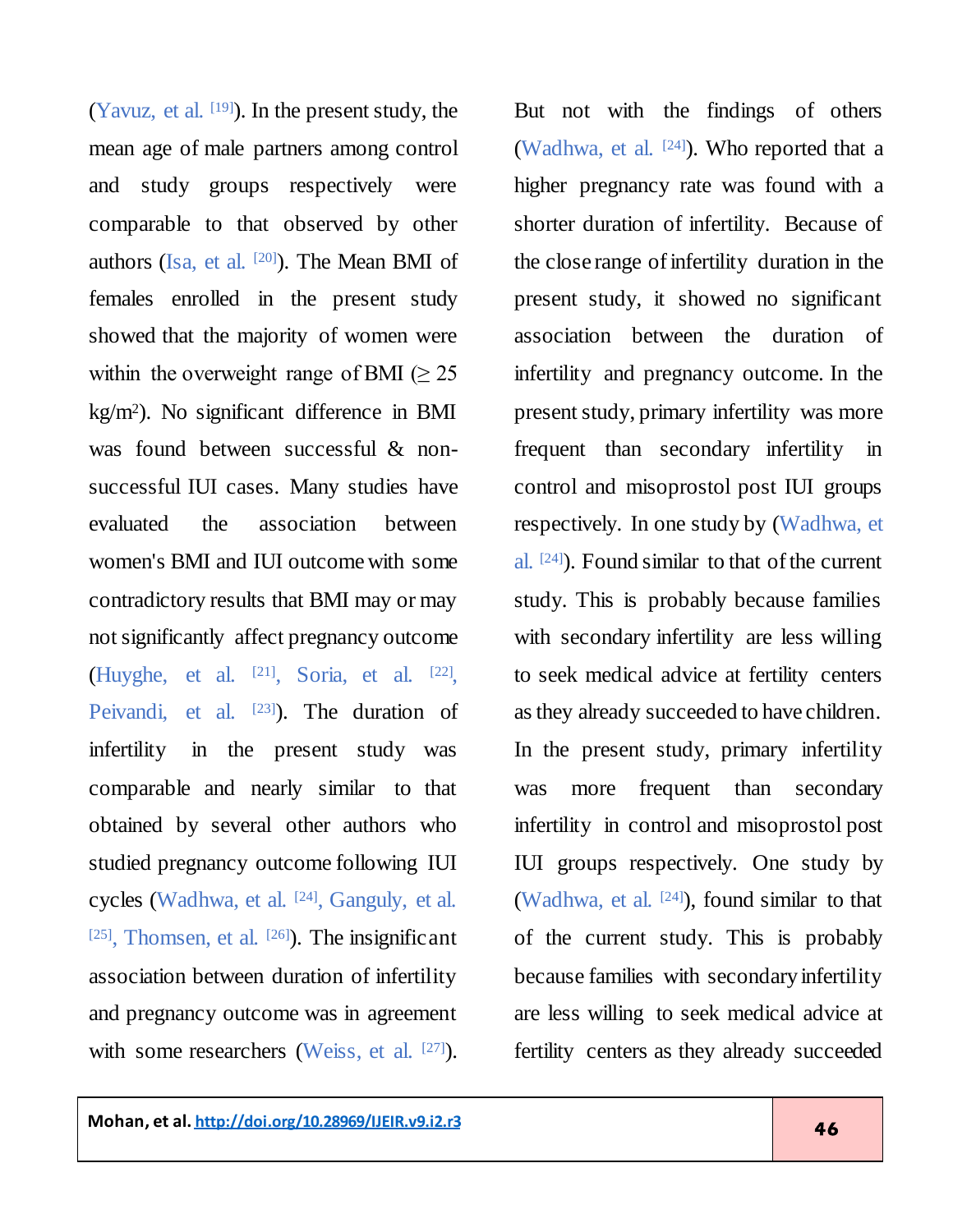(Yavuz, et al. [19]). In the present study, the mean age of male partners among control and study groups respectively were comparable to that observed by other authors (Isa, et al. [20]). The Mean BMI of females enrolled in the present study showed that the majority of women were within the overweight range of BMI (≥ 25 kg/m$^2$). No significant difference in BMI was found between successful & non-successful IUI cases. Many studies have evaluated the association between women's BMI and IUI outcome with some contradictory results that BMI may or may not significantly affect pregnancy outcome (Huyghe, et al. [21], Soria, et al. [22], Peivandi, et al. [23]). The duration of infertility in the present study was comparable and nearly similar to that obtained by several other authors who studied pregnancy outcome following IUI cycles (Wadhwa, et al. [24], Ganguly, et al. [25], Thomsen, et al. [26]). The insignificant association between duration of infertility and pregnancy outcome was in agreement with some researchers (Weiss, et al. [27]). But not with the findings of others (Wadhwa, et al. [24]). Who reported that a higher pregnancy rate was found with a shorter duration of infertility. Because of the close range of infertility duration in the present study, it showed no significant association between the duration of infertility and pregnancy outcome. In the present study, primary infertility was more frequent than secondary infertility in control and misoprostol post IUI groups respectively. In one study by (Wadhwa, et al. [24]). Found similar to that of the current study. This is probably because families with secondary infertility are less willing to seek medical advice at fertility centers as they already succeeded to have children. In the present study, primary infertility was more frequent than secondary infertility in control and misoprostol post IUI groups respectively. One study by (Wadhwa, et al. [24]), found similar to that of the current study. This is probably because families with secondary infertility are less willing to seek medical advice at fertility centers as they already succeeded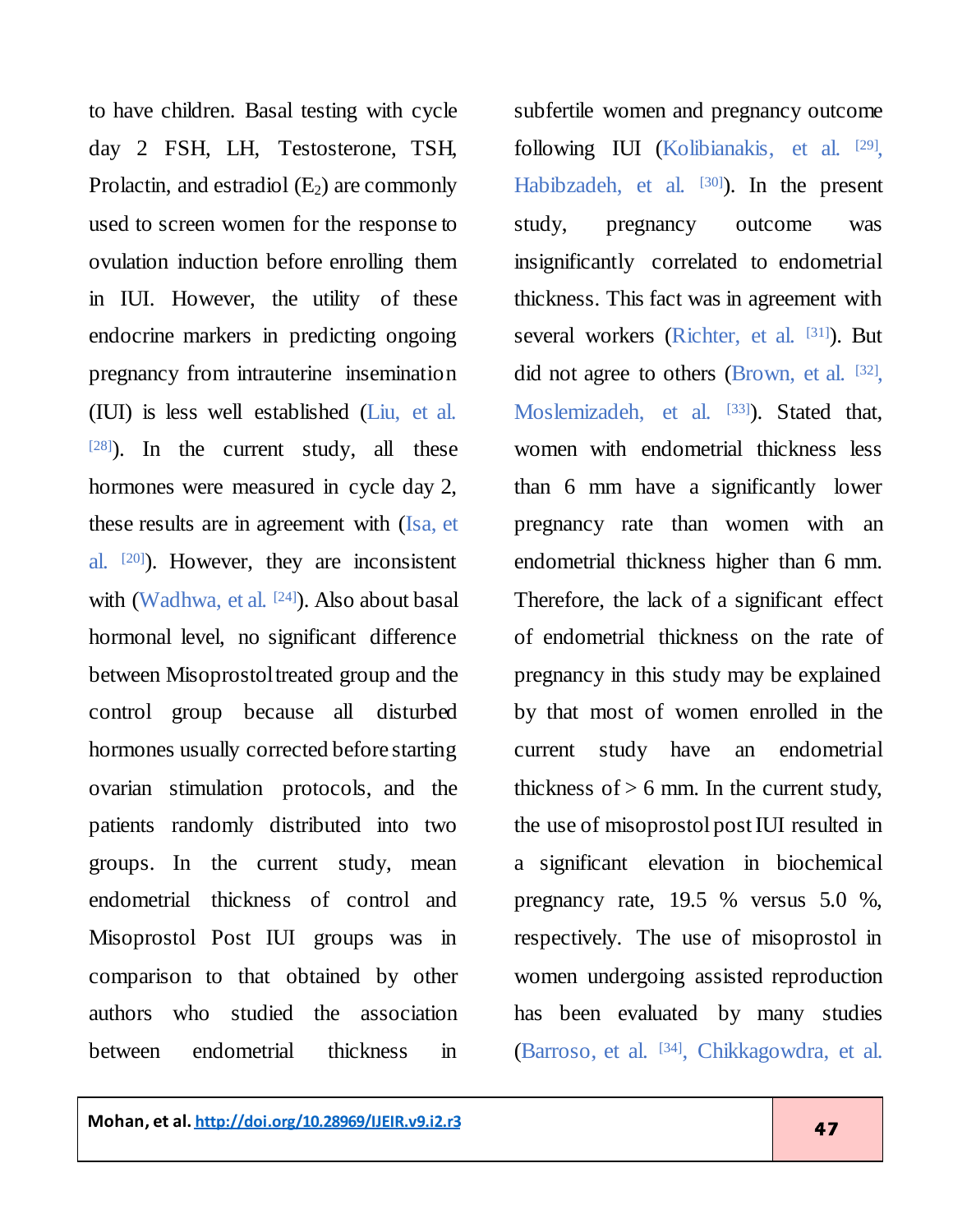to have children. Basal testing with cycle day 2 FSH, LH, Testosterone, TSH, Prolactin, and estradiol ($E_2$) are commonly used to screen women for the response to ovulation induction before enrolling them in IUI. However, the utility of these endocrine markers in predicting ongoing pregnancy from intrauterine insemination (IUI) is less well established (Liu, et al. [28]). In the current study, all these hormones were measured in cycle day 2, these results are in agreement with (Isa, et al. [20]). However, they are inconsistent with (Wadhwa, et al. [24]). Also about basal hormonal level, no significant difference between Misoprostol treated group and the control group because all disturbed hormones usually corrected before starting ovarian stimulation protocols, and the patients randomly distributed into two groups. In the current study, mean endometrial thickness of control and Misoprostol Post IUI groups was in comparison to that obtained by other authors who studied the association between endometrial thickness in subfertile women and pregnancy outcome following IUI (Kolibianakis, et al. [29], Habibzadeh, et al. [30]). In the present study, pregnancy outcome was insignificantly correlated to endometrial thickness. This fact was in agreement with several workers (Richter, et al. [31]). But did not agree to others (Brown, et al. [32], Moslemizadeh, et al. [33]). Stated that, women with endometrial thickness less than 6 mm have a significantly lower pregnancy rate than women with an endometrial thickness higher than 6 mm. Therefore, the lack of a significant effect of endometrial thickness on the rate of pregnancy in this study may be explained by that most of women enrolled in the current study have an endometrial thickness of > 6 mm. In the current study, the use of misoprostol post IUI resulted in a significant elevation in biochemical pregnancy rate, 19.5 % versus 5.0 %, respectively. The use of misoprostol in women undergoing assisted reproduction has been evaluated by many studies (Barroso, et al. [34], Chikkagowdra, et al.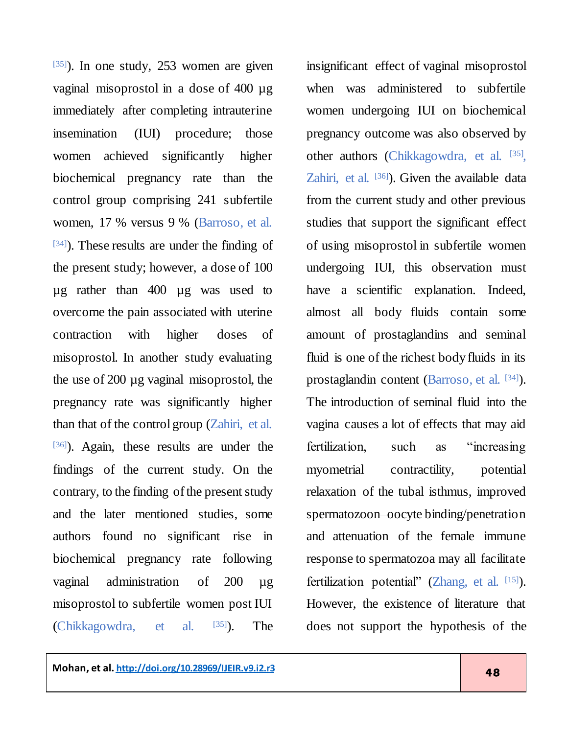[35]). In one study, 253 women are given vaginal misoprostol in a dose of 400 µg immediately after completing intrauterine insemination (IUI) procedure; those women achieved significantly higher biochemical pregnancy rate than the control group comprising 241 subfertile women, 17 % versus 9 % (Barroso, et al. [34]). These results are under the finding of the present study; however, a dose of 100 µg rather than 400 µg was used to overcome the pain associated with uterine contraction with higher doses of misoprostol. In another study evaluating the use of 200 µg vaginal misoprostol, the pregnancy rate was significantly higher than that of the control group (Zahiri, et al. [36]). Again, these results are under the findings of the current study. On the contrary, to the finding of the present study and the later mentioned studies, some authors found no significant rise in biochemical pregnancy rate following vaginal administration of 200 µg misoprostol to subfertile women post IUI (Chikkagowdra, et al. [35]). The insignificant effect of vaginal misoprostol when was administered to subfertile women undergoing IUI on biochemical pregnancy outcome was also observed by other authors (Chikkagowdra, et al. [35], Zahiri, et al. [36]). Given the available data from the current study and other previous studies that support the significant effect of using misoprostol in subfertile women undergoing IUI, this observation must have a scientific explanation. Indeed, almost all body fluids contain some amount of prostaglandins and seminal fluid is one of the richest body fluids in its prostaglandin content (Barroso, et al. [34]). The introduction of seminal fluid into the vagina causes a lot of effects that may aid fertilization, such as "increasing myometrial contractility, potential relaxation of the tubal isthmus, improved spermatozoon–oocyte binding/penetration and attenuation of the female immune response to spermatozoa may all facilitate fertilization potential" (Zhang, et al. [15]). However, the existence of literature that does not support the hypothesis of the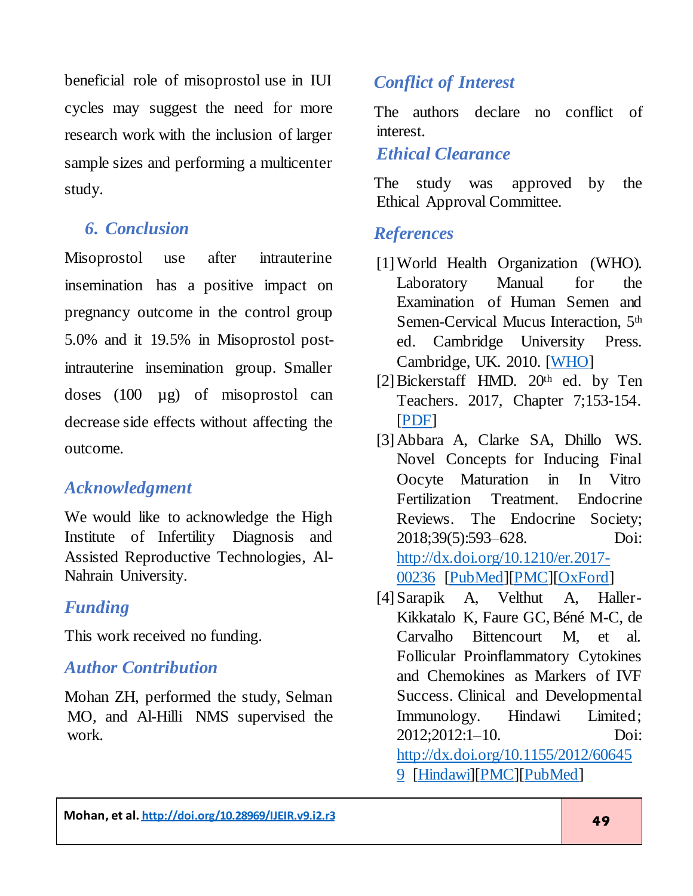beneficial role of misoprostol use in IUI cycles may suggest the need for more research work with the inclusion of larger sample sizes and performing a multicenter study.

## 6. Conclusion

Misoprostol use after intrauterine insemination has a positive impact on pregnancy outcome in the control group 5.0% and it 19.5% in Misoprostol post-intrauterine insemination group. Smaller doses (100 µg) of misoprostol can decrease side effects without affecting the outcome.

## Acknowledgment

We would like to acknowledge the High Institute of Infertility Diagnosis and Assisted Reproductive Technologies, Al-Nahrain University.

## Funding

This work received no funding.

## Author Contribution

Mohan ZH, performed the study, Selman MO, and Al-Hilli NMS supervised the work.

## Conflict of Interest

The authors declare no conflict of interest.

## Ethical Clearance

The study was approved by the Ethical Approval Committee.

## References

[1] World Health Organization (WHO). Laboratory Manual for the Examination of Human Semen and Semen-Cervical Mucus Interaction, 5th ed. Cambridge University Press. Cambridge, UK. 2010. [WHO]

[2] Bickerstaff HMD. 20th ed. by Ten Teachers. 2017, Chapter 7;153-154. [PDF]

[3] Abbara A, Clarke SA, Dhillo WS. Novel Concepts for Inducing Final Oocyte Maturation in In Vitro Fertilization Treatment. Endocrine Reviews. The Endocrine Society; 2018;39(5):593–628. Doi: http://dx.doi.org/10.1210/er.2017-00236 [PubMed][PMC][OxFord]

[4] Sarapik A, Velthut A, Haller-Kikkatalo K, Faure GC, Béné M-C, de Carvalho Bittencourt M, et al. Follicular Proinflammatory Cytokines and Chemokines as Markers of IVF Success. Clinical and Developmental Immunology. Hindawi Limited; 2012;2012:1–10. Doi: http://dx.doi.org/10.1155/2012/606459 [Hindawi][PMC][PubMed]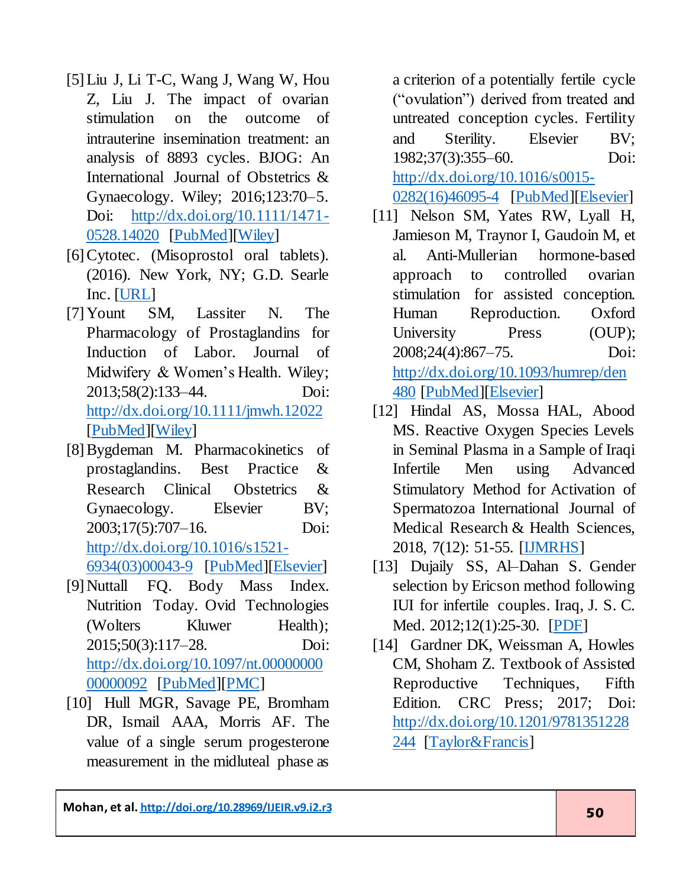[5] Liu J, Li T-C, Wang J, Wang W, Hou Z, Liu J. The impact of ovarian stimulation on the outcome of intrauterine insemination treatment: an analysis of 8893 cycles. BJOG: An International Journal of Obstetrics & Gynaecology. Wiley; 2016;123:70–5. Doi: http://dx.doi.org/10.1111/1471-0528.14020 [PubMed][Wiley]

[6] Cytotec. (Misoprostol oral tablets). (2016). New York, NY; G.D. Searle Inc. [URL]

[7] Yount SM, Lassiter N. The Pharmacology of Prostaglandins for Induction of Labor. Journal of Midwifery & Women's Health. Wiley; 2013;58(2):133–44. Doi: http://dx.doi.org/10.1111/jmwh.12022 [PubMed][Wiley]

[8] Bygdeman M. Pharmacokinetics of prostaglandins. Best Practice & Research Clinical Obstetrics & Gynaecology. Elsevier BV; 2003;17(5):707–16. Doi: http://dx.doi.org/10.1016/s1521-6934(03)00043-9 [PubMed][Elsevier]

[9] Nuttall FQ. Body Mass Index. Nutrition Today. Ovid Technologies (Wolters Kluwer Health); 2015;50(3):117–28. Doi: http://dx.doi.org/10.1097/nt.0000000000000092 [PubMed][PMC]

[10] Hull MGR, Savage PE, Bromham DR, Ismail AAA, Morris AF. The value of a single serum progesterone measurement in the midluteal phase as a criterion of a potentially fertile cycle ("ovulation") derived from treated and untreated conception cycles. Fertility and Sterility. Elsevier BV; 1982;37(3):355–60. Doi: http://dx.doi.org/10.1016/s0015-0282(16)46095-4 [PubMed][Elsevier]

[11] Nelson SM, Yates RW, Lyall H, Jamieson M, Traynor I, Gaudoin M, et al. Anti-Mullerian hormone-based approach to controlled ovarian stimulation for assisted conception. Human Reproduction. Oxford University Press (OUP); 2008;24(4):867–75. Doi: http://dx.doi.org/10.1093/humrep/den480 [PubMed][Elsevier]

[12] Hindal AS, Mossa HAL, Abood MS. Reactive Oxygen Species Levels in Seminal Plasma in a Sample of Iraqi Infertile Men using Advanced Stimulatory Method for Activation of Spermatozoa International Journal of Medical Research & Health Sciences, 2018, 7(12): 51-55. [IJMRHS]

[13] Dujaily SS, Al–Dahan S. Gender selection by Ericson method following IUI for infertile couples. Iraq, J. S. C. Med. 2012;12(1):25-30. [PDF]

[14] Gardner DK, Weissman A, Howles CM, Shoham Z. Textbook of Assisted Reproductive Techniques, Fifth Edition. CRC Press; 2017; Doi: http://dx.doi.org/10.1201/9781351228244 [Taylor&Francis]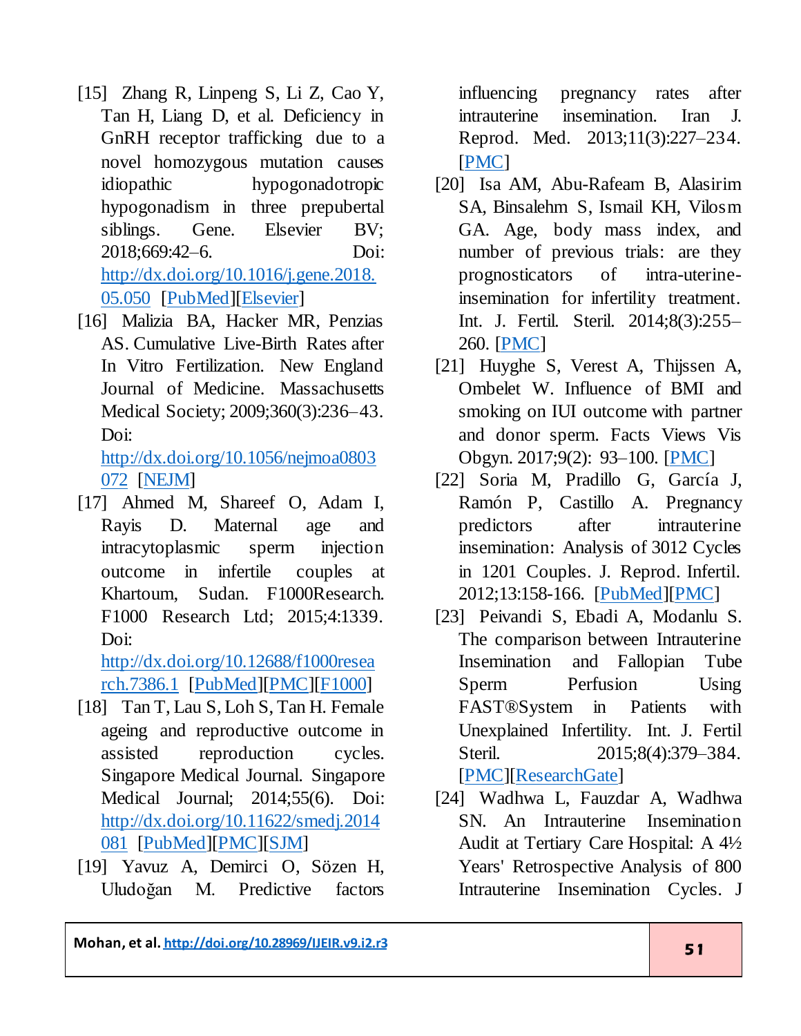[15] Zhang R, Linpeng S, Li Z, Cao Y, Tan H, Liang D, et al. Deficiency in GnRH receptor trafficking due to a novel homozygous mutation causes idiopathic hypogonadotropic hypogonadism in three prepubertal siblings. Gene. Elsevier BV; 2018;669:42–6. Doi: http://dx.doi.org/10.1016/j.gene.2018.05.050 [PubMed][Elsevier]

[16] Malizia BA, Hacker MR, Penzias AS. Cumulative Live-Birth Rates after In Vitro Fertilization. New England Journal of Medicine. Massachusetts Medical Society; 2009;360(3):236–43. Doi: http://dx.doi.org/10.1056/nejmoa0803072 [NEJM]

[17] Ahmed M, Shareef O, Adam I, Rayis D. Maternal age and intracytoplasmic sperm injection outcome in infertile couples at Khartoum, Sudan. F1000Research. F1000 Research Ltd; 2015;4:1339. Doi: http://dx.doi.org/10.12688/f1000research.7386.1 [PubMed][PMC][F1000]

[18] Tan T, Lau S, Loh S, Tan H. Female ageing and reproductive outcome in assisted reproduction cycles. Singapore Medical Journal. Singapore Medical Journal; 2014;55(6). Doi: http://dx.doi.org/10.11622/smedj.2014081 [PubMed][PMC][SJM]

[19] Yavuz A, Demirci O, Sözen H, Uludoğan M. Predictive factors influencing pregnancy rates after intrauterine insemination. Iran J. Reprod. Med. 2013;11(3):227–234. [PMC]

[20] Isa AM, Abu-Rafeam B, Alasirim SA, Binsalehm S, Ismail KH, Vilosm GA. Age, body mass index, and number of previous trials: are they prognosticators of intra-uterine-insemination for infertility treatment. Int. J. Fertil. Steril. 2014;8(3):255–260. [PMC]

[21] Huyghe S, Verest A, Thijssen A, Ombelet W. Influence of BMI and smoking on IUI outcome with partner and donor sperm. Facts Views Vis Obgyn. 2017;9(2): 93–100. [PMC]

[22] Soria M, Pradillo G, García J, Ramón P, Castillo A. Pregnancy predictors after intrauterine insemination: Analysis of 3012 Cycles in 1201 Couples. J. Reprod. Infertil. 2012;13:158-166. [PubMed][PMC]

[23] Peivandi S, Ebadi A, Modanlu S. The comparison between Intrauterine Insemination and Fallopian Tube Sperm Perfusion Using FAST®System in Patients with Unexplained Infertility. Int. J. Fertil Steril. 2015;8(4):379–384. [PMC][ResearchGate]

[24] Wadhwa L, Fauzdar A, Wadhwa SN. An Intrauterine Insemination Audit at Tertiary Care Hospital: A 4½ Years' Retrospective Analysis of 800 Intrauterine Insemination Cycles. J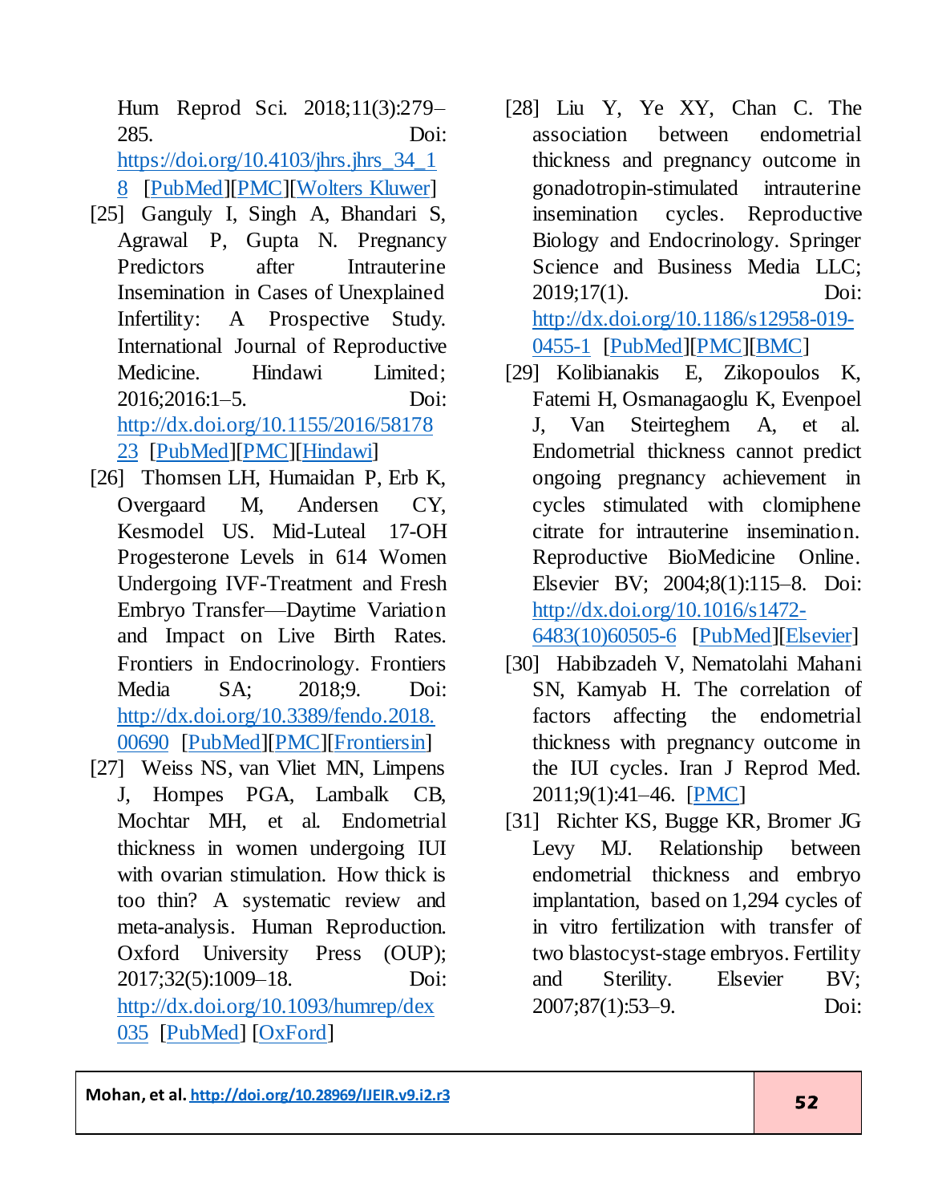Hum Reprod Sci. 2018;11(3):279–285. Doi: https://doi.org/10.4103/jhrs.jhrs_34_18 [PubMed][PMC][Wolters Kluwer]

[25] Ganguly I, Singh A, Bhandari S, Agrawal P, Gupta N. Pregnancy Predictors after Intrauterine Insemination in Cases of Unexplained Infertility: A Prospective Study. International Journal of Reproductive Medicine. Hindawi Limited; 2016;2016:1–5. Doi: http://dx.doi.org/10.1155/2016/5817823 [PubMed][PMC][Hindawi]

[26] Thomsen LH, Humaidan P, Erb K, Overgaard M, Andersen CY, Kesmodel US. Mid-Luteal 17-OH Progesterone Levels in 614 Women Undergoing IVF-Treatment and Fresh Embryo Transfer—Daytime Variation and Impact on Live Birth Rates. Frontiers in Endocrinology. Frontiers Media SA; 2018;9. Doi: http://dx.doi.org/10.3389/fendo.2018.00690 [PubMed][PMC][Frontiersin]

[27] Weiss NS, van Vliet MN, Limpens J, Hompes PGA, Lambalk CB, Mochtar MH, et al. Endometrial thickness in women undergoing IUI with ovarian stimulation. How thick is too thin? A systematic review and meta-analysis. Human Reproduction. Oxford University Press (OUP); 2017;32(5):1009–18. Doi: http://dx.doi.org/10.1093/humrep/dex035 [PubMed] [OxFord]

[28] Liu Y, Ye XY, Chan C. The association between endometrial thickness and pregnancy outcome in gonadotropin-stimulated intrauterine insemination cycles. Reproductive Biology and Endocrinology. Springer Science and Business Media LLC; 2019;17(1). Doi: http://dx.doi.org/10.1186/s12958-019-0455-1 [PubMed][PMC][BMC]

[29] Kolibianakis E, Zikopoulos K, Fatemi H, Osmanagaoglu K, Evenpoel J, Van Steirteghem A, et al. Endometrial thickness cannot predict ongoing pregnancy achievement in cycles stimulated with clomiphene citrate for intrauterine insemination. Reproductive BioMedicine Online. Elsevier BV; 2004;8(1):115–8. Doi: http://dx.doi.org/10.1016/s1472-6483(10)60505-6 [PubMed][Elsevier]

[30] Habibzadeh V, Nematolahi Mahani SN, Kamyab H. The correlation of factors affecting the endometrial thickness with pregnancy outcome in the IUI cycles. Iran J Reprod Med. 2011;9(1):41–46. [PMC]

[31] Richter KS, Bugge KR, Bromer JG Levy MJ. Relationship between endometrial thickness and embryo implantation, based on 1,294 cycles of in vitro fertilization with transfer of two blastocyst-stage embryos. Fertility and Sterility. Elsevier BV; 2007;87(1):53–9. Doi: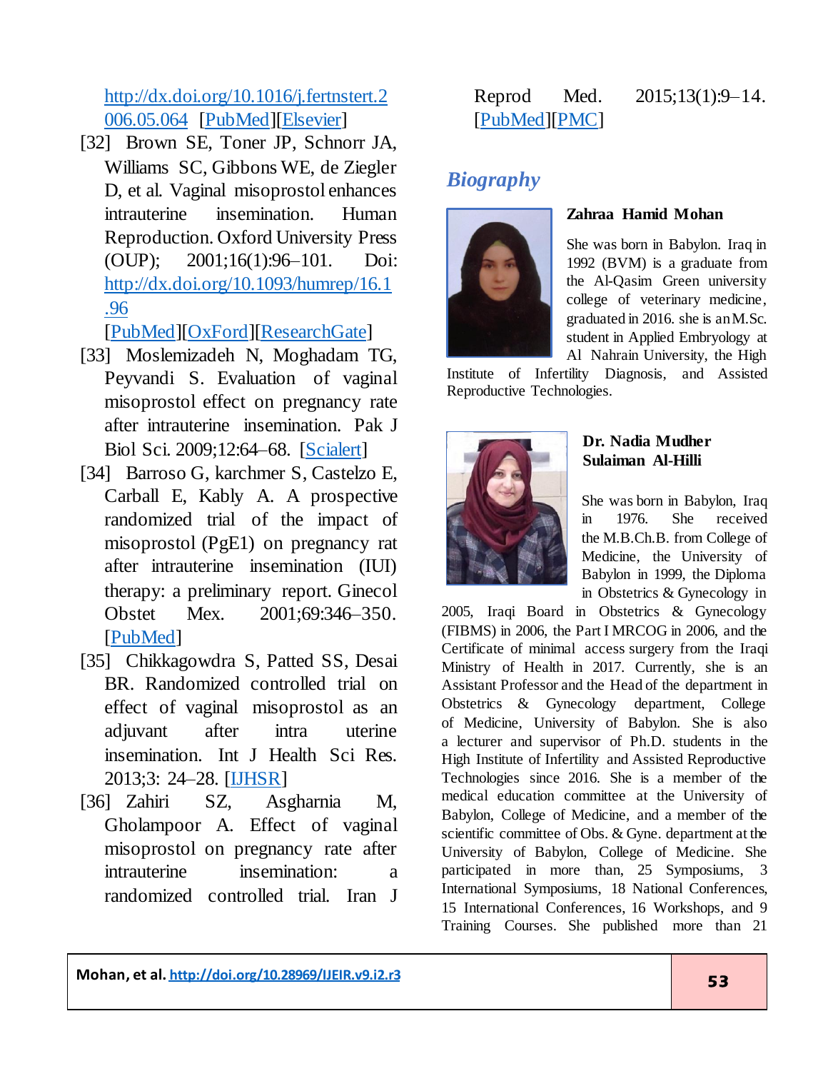http://dx.doi.org/10.1016/j.fertnstert.2006.05.064 [PubMed][Elsevier]

[32] Brown SE, Toner JP, Schnorr JA, Williams SC, Gibbons WE, de Ziegler D, et al. Vaginal misoprostol enhances intrauterine insemination. Human Reproduction. Oxford University Press (OUP); 2001;16(1):96–101. Doi: http://dx.doi.org/10.1093/humrep/16.1.96 [PubMed][OxFord][ResearchGate]

[33] Moslemizadeh N, Moghadam TG, Peyvandi S. Evaluation of vaginal misoprostol effect on pregnancy rate after intrauterine insemination. Pak J Biol Sci. 2009;12:64–68. [Scialert]

[34] Barroso G, karchmer S, Castelzo E, Carball E, Kably A. A prospective randomized trial of the impact of misoprostol (PgE1) on pregnancy rat after intrauterine insemination (IUI) therapy: a preliminary report. Ginecol Obstet Mex. 2001;69:346–350. [PubMed]

[35] Chikkagowdra S, Patted SS, Desai BR. Randomized controlled trial on effect of vaginal misoprostol as an adjuvant after intra uterine insemination. Int J Health Sci Res. 2013;3: 24–28. [IJHSR]

[36] Zahiri SZ, Asgharnia M, Gholampoor A. Effect of vaginal misoprostol on pregnancy rate after intrauterine insemination: a randomized controlled trial. Iran J Reprod Med. 2015;13(1):9–14. [PubMed][PMC]

## *Biography*

**Zahraa Hamid Mohan**

She was born in Babylon. Iraq in 1992 (BVM) is a graduate from the Al-Qasim Green university college of veterinary medicine, graduated in 2016. she is an M.Sc. student in Applied Embryology at Al Nahrain University, the High Institute of Infertility Diagnosis, and Assisted Reproductive Technologies.

**Dr. Nadia Mudher Sulaiman Al-Hilli**

She was born in Babylon, Iraq in 1976. She received the M.B.Ch.B. from College of Medicine, the University of Babylon in 1999, the Diploma in Obstetrics & Gynecology in 2005, Iraqi Board in Obstetrics & Gynecology (FIBMS) in 2006, the Part I MRCOG in 2006, and the Certificate of minimal access surgery from the Iraqi Ministry of Health in 2017. Currently, she is an Assistant Professor and the Head of the department in Obstetrics & Gynecology department, College of Medicine, University of Babylon. She is also a lecturer and supervisor of Ph.D. students in the High Institute of Infertility and Assisted Reproductive Technologies since 2016. She is a member of the medical education committee at the University of Babylon, College of Medicine, and a member of the scientific committee of Obs. & Gyne. department at the University of Babylon, College of Medicine. She participated in more than, 25 Symposiums, 3 International Symposiums, 18 National Conferences, 15 International Conferences, 16 Workshops, and 9 Training Courses. She published more than 21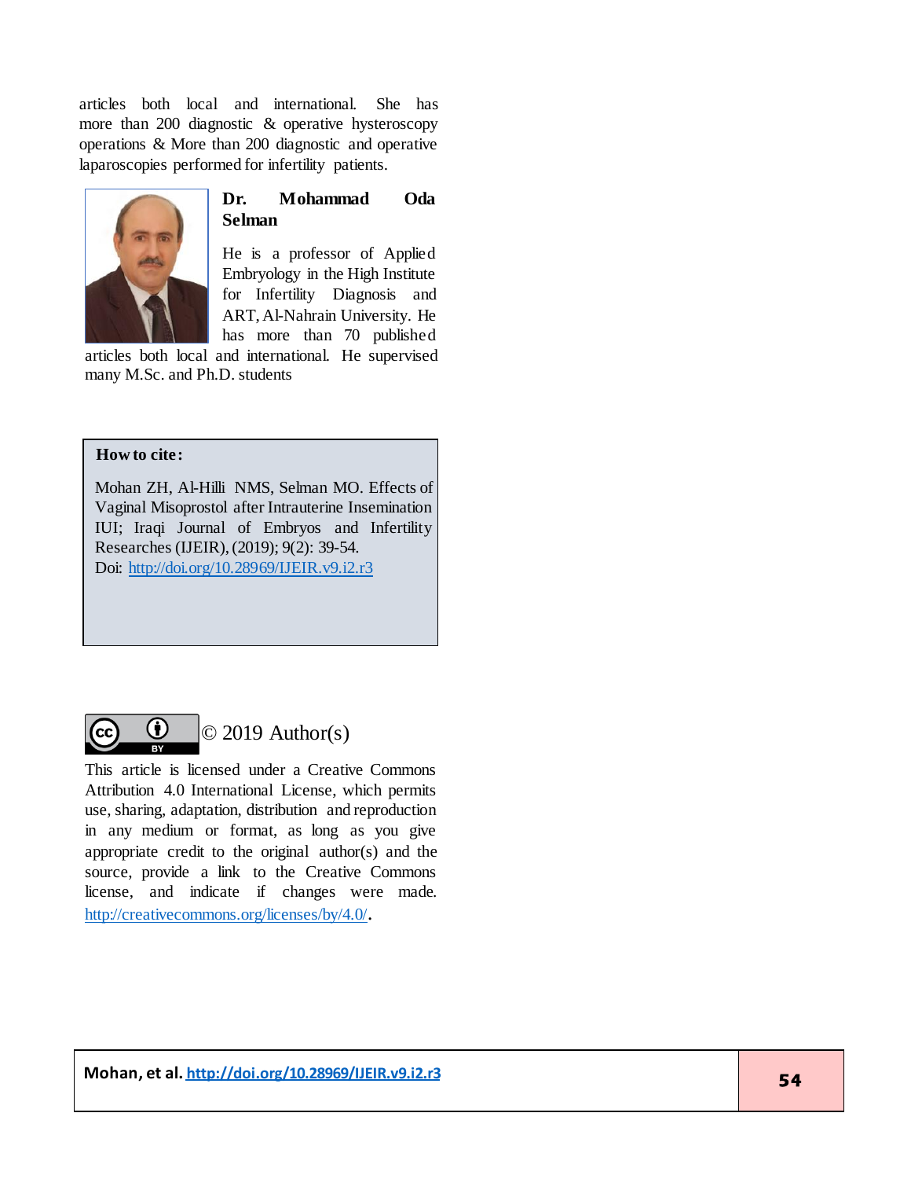articles both local and international. She has more than 200 diagnostic & operative hysteroscopy operations & More than 200 diagnostic and operative laparoscopies performed for infertility patients.

**Dr. Mohammad Oda Selman**

He is a professor of Applied Embryology in the High Institute for Infertility Diagnosis and ART, Al-Nahrain University. He has more than 70 published articles both local and international. He supervised many M.Sc. and Ph.D. students

**How to cite:**

Mohan ZH, Al-Hilli NMS, Selman MO. Effects of Vaginal Misoprostol after Intrauterine Insemination IUI; Iraqi Journal of Embryos and Infertility Researches (IJEIR), (2019); 9(2): 39-54.
Doi: http://doi.org/10.28969/IJEIR.v9.i2.r3

© 2019 Author(s)

This article is licensed under a Creative Commons Attribution 4.0 International License, which permits use, sharing, adaptation, distribution and reproduction in any medium or format, as long as you give appropriate credit to the original author(s) and the source, provide a link to the Creative Commons license, and indicate if changes were made. http://creativecommons.org/licenses/by/4.0/.